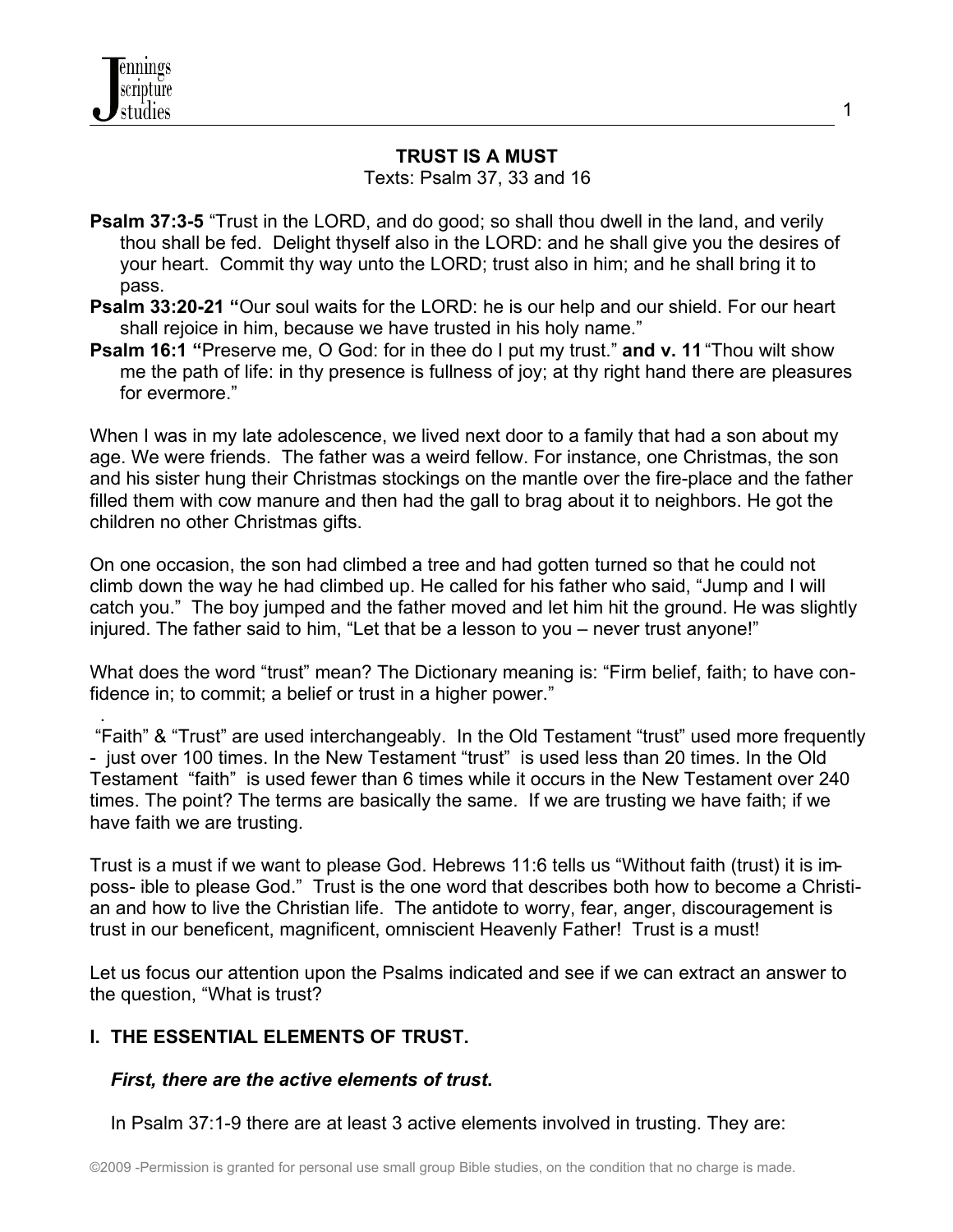# TRUST IS A MUST

Texts: Psalm 37, 33 and 16

**Psalm 37:3-5** "Trust in the LORD, and do good; so shall thou dwell in the land, and verily thou shall be fed. Delight thyself also in the LORD: and he shall give you the desires of your heart. Commit thy way unto the LORD; trust also in him; and he shall bring it to pass.

**Psalm 33:20-21** "Our soul waits for the LORD: he is our help and our shield. For our heart shall rejoice in him, because we have trusted in his holy name."

**Psalm 16:1** "Preserve me, O God: for in thee do I put my trust." **and v. 11** "Thou wilt show me the path of life: in thy presence is fullness of joy; at thy right hand there are pleasures for evermore."

When I was in my late adolescence, we lived next door to a family that had a son about my age. We were friends. The father was a weird fellow. For instance, one Christmas, the son and his sister hung their Christmas stockings on the mantle over the fire-place and the father filled them with cow manure and then had the gall to brag about it to neighbors. He got the children no other Christmas gifts.

On one occasion, the son had climbed a tree and had gotten turned so that he could not climb down the way he had climbed up. He called for his father who said, "Jump and I will catch you." The boy jumped and the father moved and let him hit the ground. He was slightly injured. The father said to him, "Let that be a lesson to you – never trust anyone!"

What does the word "trust" mean? The Dictionary meaning is: "Firm belief, faith; to have confidence in; to commit; a belief or trust in a higher power."

"Faith" & "Trust" are used interchangeably. In the Old Testament "trust" used more frequently - just over 100 times. In the New Testament "trust" is used less than 20 times. In the Old Testament "faith" is used fewer than 6 times while it occurs in the New Testament over 240 times. The point? The terms are basically the same. If we are trusting we have faith; if we have faith we are trusting.

Trust is a must if we want to please God. Hebrews 11:6 tells us "Without faith (trust) it is impossible to please God." Trust is the one word that describes both how to become a Christian and how to live the Christian life. The antidote to worry, fear, anger, discouragement is trust in our beneficent, magnificent, omniscient Heavenly Father! Trust is a must!

Let us focus our attention upon the Psalms indicated and see if we can extract an answer to the question, "What is trust?

## I. THE ESSENTIAL ELEMENTS OF TRUST.

***First, there are the active elements of trust*.**

In Psalm 37:1-9 there are at least 3 active elements involved in trusting. They are: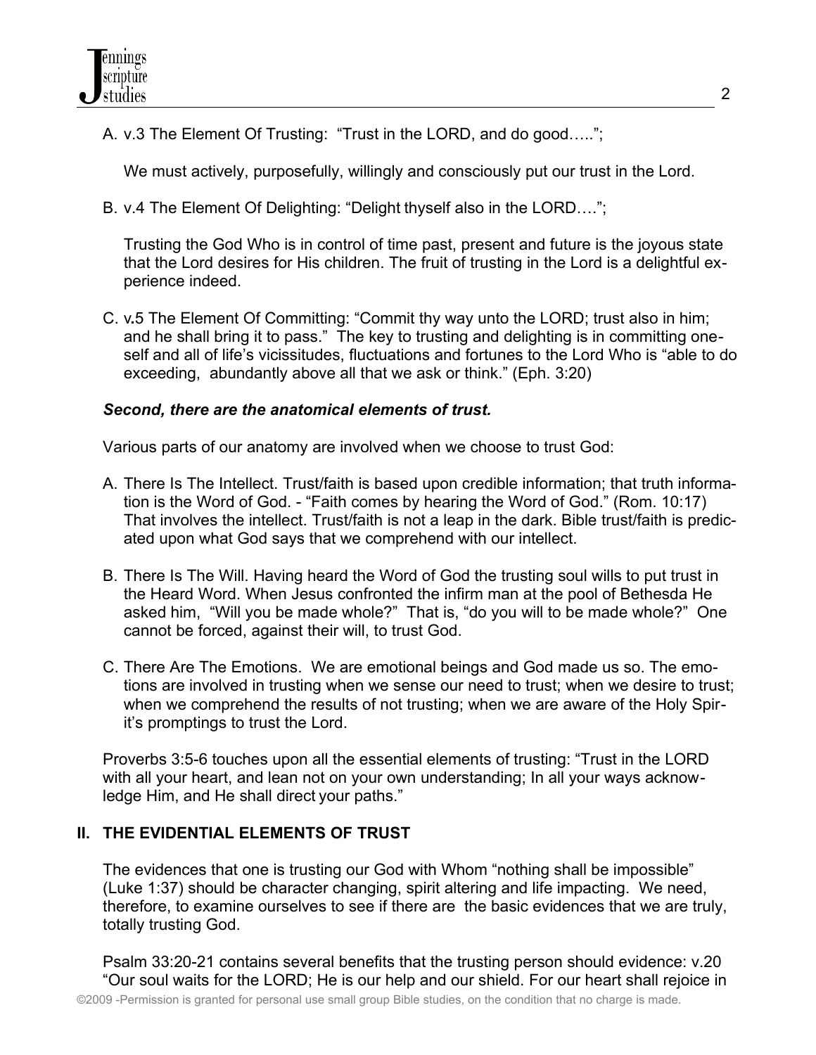A. v.3 The Element Of Trusting: "Trust in the LORD, and do good….."; 

   We must actively, purposefully, willingly and consciously put our trust in the Lord.

B. v.4 The Element Of Delighting: "Delight thyself also in the LORD…."; 

   Trusting the God Who is in control of time past, present and future is the joyous state that the Lord desires for His children. The fruit of trusting in the Lord is a delightful experience indeed.

C. v.5 The Element Of Committing: "Commit thy way unto the LORD; trust also in him; and he shall bring it to pass." The key to trusting and delighting is in committing oneself and all of life's vicissitudes, fluctuations and fortunes to the Lord Who is "able to do exceeding, abundantly above all that we ask or think." (Eph. 3:20)

***Second, there are the anatomical elements of trust.***

Various parts of our anatomy are involved when we choose to trust God:

A. There Is The Intellect. Trust/faith is based upon credible information; that truth information is the Word of God. - "Faith comes by hearing the Word of God." (Rom. 10:17) That involves the intellect. Trust/faith is not a leap in the dark. Bible trust/faith is predicated upon what God says that we comprehend with our intellect.

B. There Is The Will. Having heard the Word of God the trusting soul wills to put trust in the Heard Word. When Jesus confronted the infirm man at the pool of Bethesda He asked him, "Will you be made whole?" That is, "do you will to be made whole?" One cannot be forced, against their will, to trust God.

C. There Are The Emotions. We are emotional beings and God made us so. The emotions are involved in trusting when we sense our need to trust; when we desire to trust; when we comprehend the results of not trusting; when we are aware of the Holy Spirit's promptings to trust the Lord.

Proverbs 3:5-6 touches upon all the essential elements of trusting: "Trust in the LORD with all your heart, and lean not on your own understanding; In all your ways acknowledge Him, and He shall direct your paths."

## II. THE EVIDENTIAL ELEMENTS OF TRUST

The evidences that one is trusting our God with Whom "nothing shall be impossible" (Luke 1:37) should be character changing, spirit altering and life impacting. We need, therefore, to examine ourselves to see if there are the basic evidences that we are truly, totally trusting God.

Psalm 33:20-21 contains several benefits that the trusting person should evidence: v.20 "Our soul waits for the LORD; He is our help and our shield. For our heart shall rejoice in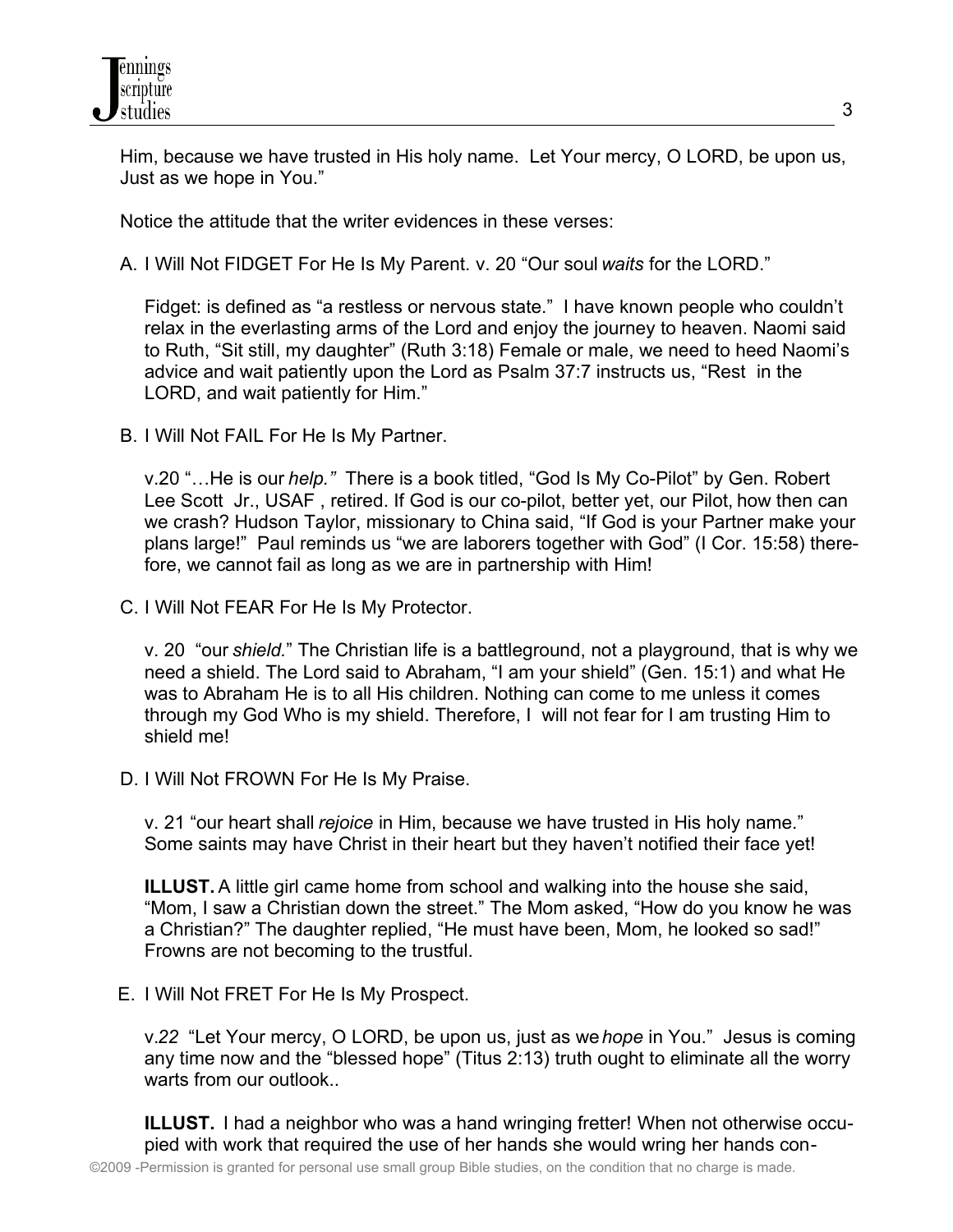Him, because we have trusted in His holy name. Let Your mercy, O LORD, be upon us, Just as we hope in You."

Notice the attitude that the writer evidences in these verses:

A. I Will Not FIDGET For He Is My Parent. v. 20 "Our soul *waits* for the LORD."

Fidget: is defined as "a restless or nervous state." I have known people who couldn't relax in the everlasting arms of the Lord and enjoy the journey to heaven. Naomi said to Ruth, "Sit still, my daughter" (Ruth 3:18) Female or male, we need to heed Naomi's advice and wait patiently upon the Lord as Psalm 37:7 instructs us, "Rest in the LORD, and wait patiently for Him."

B. I Will Not FAIL For He Is My Partner.

v.20 "…He is our *help."* There is a book titled, "God Is My Co-Pilot" by Gen. Robert Lee Scott Jr., USAF , retired. If God is our co-pilot, better yet, our Pilot, how then can we crash? Hudson Taylor, missionary to China said, "If God is your Partner make your plans large!" Paul reminds us "we are laborers together with God" (I Cor. 15:58) therefore, we cannot fail as long as we are in partnership with Him!

C. I Will Not FEAR For He Is My Protector.

v. 20 "our *shield.*" The Christian life is a battleground, not a playground, that is why we need a shield. The Lord said to Abraham, "I am your shield" (Gen. 15:1) and what He was to Abraham He is to all His children. Nothing can come to me unless it comes through my God Who is my shield. Therefore, I will not fear for I am trusting Him to shield me!

D. I Will Not FROWN For He Is My Praise.

v. 21 "our heart shall *rejoice* in Him, because we have trusted in His holy name." Some saints may have Christ in their heart but they haven't notified their face yet!

**ILLUST.** A little girl came home from school and walking into the house she said, "Mom, I saw a Christian down the street." The Mom asked, "How do you know he was a Christian?" The daughter replied, "He must have been, Mom, he looked so sad!" Frowns are not becoming to the trustful.

E. I Will Not FRET For He Is My Prospect.

v.*22* "Let Your mercy, O LORD, be upon us, just as we *hope* in You." Jesus is coming any time now and the "blessed hope" (Titus 2:13) truth ought to eliminate all the worry warts from our outlook..

**ILLUST.** I had a neighbor who was a hand wringing fretter! When not otherwise occupied with work that required the use of her hands she would wring her hands con-

©2009 -Permission is granted for personal use small group Bible studies, on the condition that no charge is made.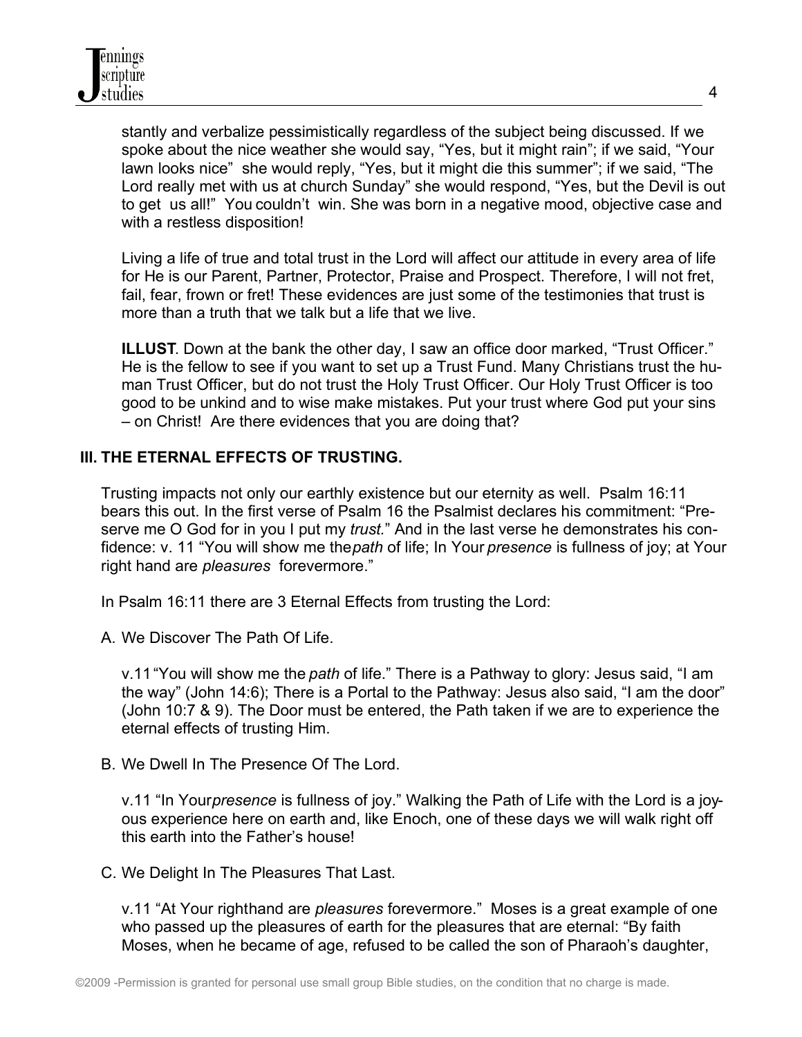stantly and verbalize pessimistically regardless of the subject being discussed. If we spoke about the nice weather she would say, "Yes, but it might rain"; if we said, "Your lawn looks nice" she would reply, "Yes, but it might die this summer"; if we said, "The Lord really met with us at church Sunday" she would respond, "Yes, but the Devil is out to get us all!" You couldn't win. She was born in a negative mood, objective case and with a restless disposition!

Living a life of true and total trust in the Lord will affect our attitude in every area of life for He is our Parent, Partner, Protector, Praise and Prospect. Therefore, I will not fret, fail, fear, frown or fret! These evidences are just some of the testimonies that trust is more than a truth that we talk but a life that we live.

**ILLUST**. Down at the bank the other day, I saw an office door marked, "Trust Officer." He is the fellow to see if you want to set up a Trust Fund. Many Christians trust the human Trust Officer, but do not trust the Holy Trust Officer. Our Holy Trust Officer is too good to be unkind and to wise make mistakes. Put your trust where God put your sins – on Christ! Are there evidences that you are doing that?

## III. THE ETERNAL EFFECTS OF TRUSTING.

Trusting impacts not only our earthly existence but our eternity as well. Psalm 16:11 bears this out. In the first verse of Psalm 16 the Psalmist declares his commitment: "Preserve me O God for in you I put my *trust*." And in the last verse he demonstrates his confidence: v. 11 "You will show me the *path* of life; In Your *presence* is fullness of joy; at Your right hand are *pleasures* forevermore."

In Psalm 16:11 there are 3 Eternal Effects from trusting the Lord:

A. We Discover The Path Of Life.

v.11 "You will show me the *path* of life." There is a Pathway to glory: Jesus said, "I am the way" (John 14:6); There is a Portal to the Pathway: Jesus also said, "I am the door" (John 10:7 & 9). The Door must be entered, the Path taken if we are to experience the eternal effects of trusting Him.

B. We Dwell In The Presence Of The Lord.

v.11 "In Your *presence* is fullness of joy." Walking the Path of Life with the Lord is a joyous experience here on earth and, like Enoch, one of these days we will walk right off this earth into the Father's house!

C. We Delight In The Pleasures That Last.

v.11 "At Your righthand are *pleasures* forevermore." Moses is a great example of one who passed up the pleasures of earth for the pleasures that are eternal: "By faith Moses, when he became of age, refused to be called the son of Pharaoh's daughter,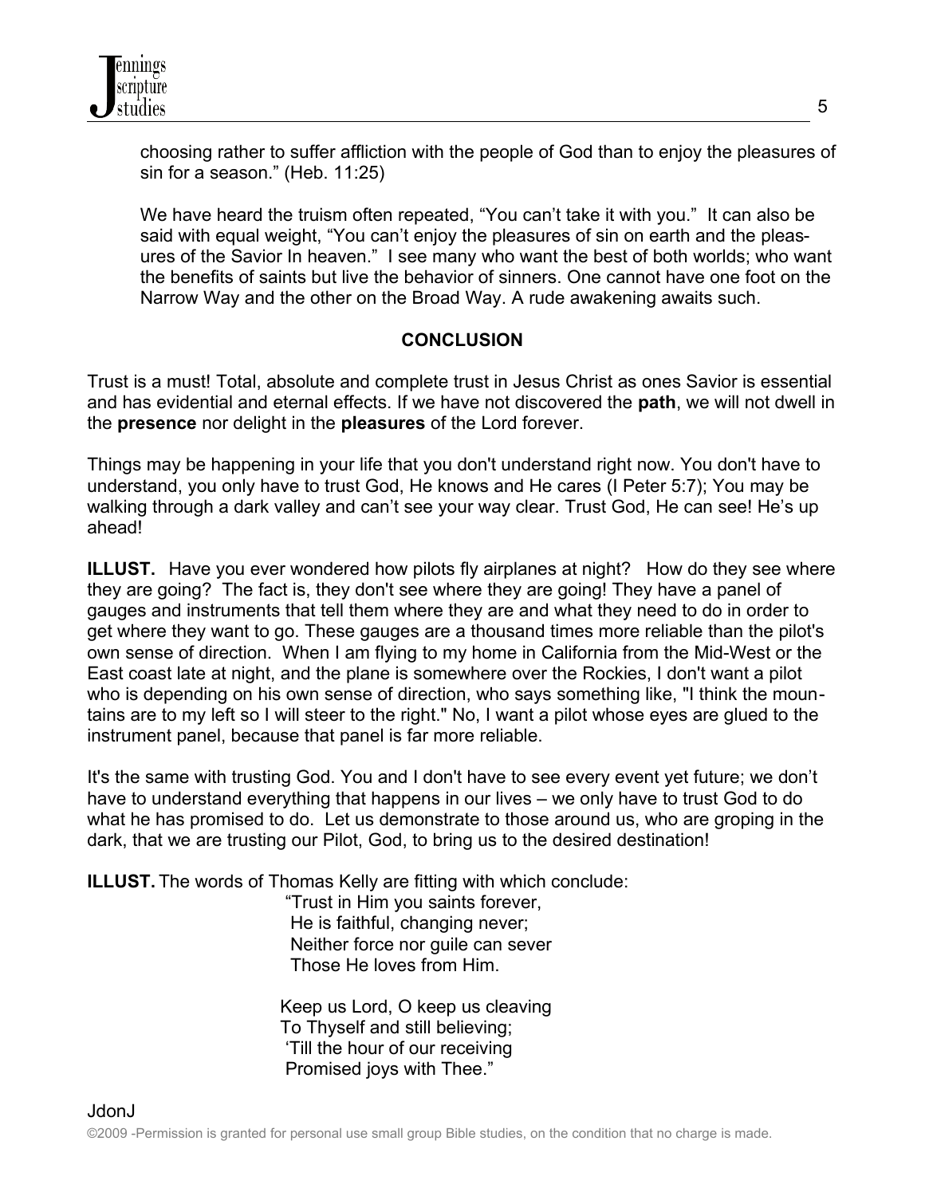choosing rather to suffer affliction with the people of God than to enjoy the pleasures of sin for a season." (Heb. 11:25)

We have heard the truism often repeated, "You can't take it with you." It can also be said with equal weight, "You can't enjoy the pleasures of sin on earth and the pleasures of the Savior In heaven." I see many who want the best of both worlds; who want the benefits of saints but live the behavior of sinners. One cannot have one foot on the Narrow Way and the other on the Broad Way. A rude awakening awaits such.

## CONCLUSION

Trust is a must! Total, absolute and complete trust in Jesus Christ as ones Savior is essential and has evidential and eternal effects. If we have not discovered the **path**, we will not dwell in the **presence** nor delight in the **pleasures** of the Lord forever.

Things may be happening in your life that you don't understand right now. You don't have to understand, you only have to trust God, He knows and He cares (I Peter 5:7); You may be walking through a dark valley and can't see your way clear. Trust God, He can see! He's up ahead!

**ILLUST.** Have you ever wondered how pilots fly airplanes at night? How do they see where they are going? The fact is, they don't see where they are going! They have a panel of gauges and instruments that tell them where they are and what they need to do in order to get where they want to go. These gauges are a thousand times more reliable than the pilot's own sense of direction. When I am flying to my home in California from the Mid-West or the East coast late at night, and the plane is somewhere over the Rockies, I don't want a pilot who is depending on his own sense of direction, who says something like, "I think the mountains are to my left so I will steer to the right." No, I want a pilot whose eyes are glued to the instrument panel, because that panel is far more reliable.

It's the same with trusting God. You and I don't have to see every event yet future; we don't have to understand everything that happens in our lives – we only have to trust God to do what he has promised to do. Let us demonstrate to those around us, who are groping in the dark, that we are trusting our Pilot, God, to bring us to the desired destination!

**ILLUST.** The words of Thomas Kelly are fitting with which conclude:

"Trust in Him you saints forever,
He is faithful, changing never;
Neither force nor guile can sever
Those He loves from Him.

Keep us Lord, O keep us cleaving
To Thyself and still believing;
'Till the hour of our receiving
Promised joys with Thee."

JdonJ

©2009 -Permission is granted for personal use small group Bible studies, on the condition that no charge is made.